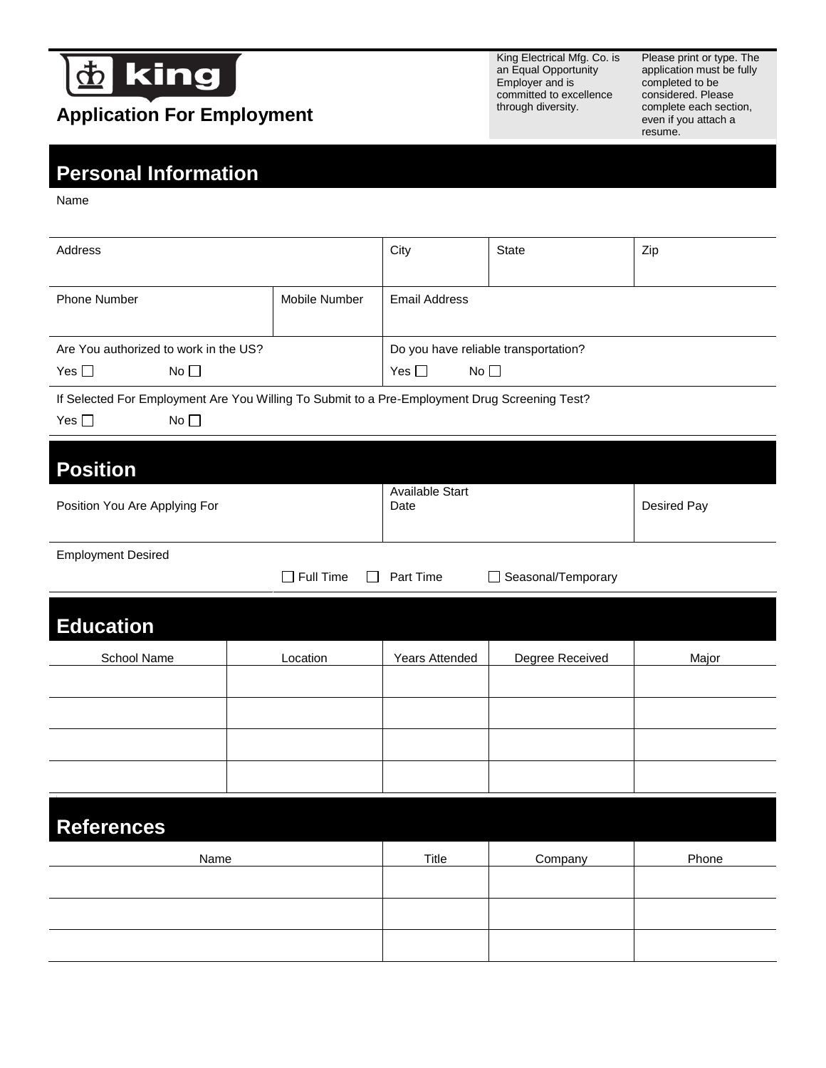king

# Application For Employment

King Electrical Mfg. Co. is an Equal Opportunity Employer and is committed to excellence through diversity.

Please print or type. The application must be fully completed to be considered. Please complete each section, even if you attach a resume.

## Personal Information

Name

| Address | | City | State | Zip |
|---|---|---|---|---|
| Phone Number | Mobile Number | Email Address | | |

Are You authorized to work in the US?

Yes ☐ No ☐

Do you have reliable transportation?

Yes ☐ No ☐

If Selected For Employment Are You Willing To Submit to a Pre-Employment Drug Screening Test?

Yes ☐ No ☐

## Position

| Position You Are Applying For | Available Start Date | Desired Pay |
|---|---|---|
| | | |

Employment Desired

☐ Full Time ☐ Part Time ☐ Seasonal/Temporary

## Education

| School Name | Location | Years Attended | Degree Received | Major |
|---|---|---|---|---|
| | | | | |
| | | | | |
| | | | | |
| | | | | |

## References

| Name | Title | Company | Phone |
|---|---|---|---|
| | | | |
| | | | |
| | | | |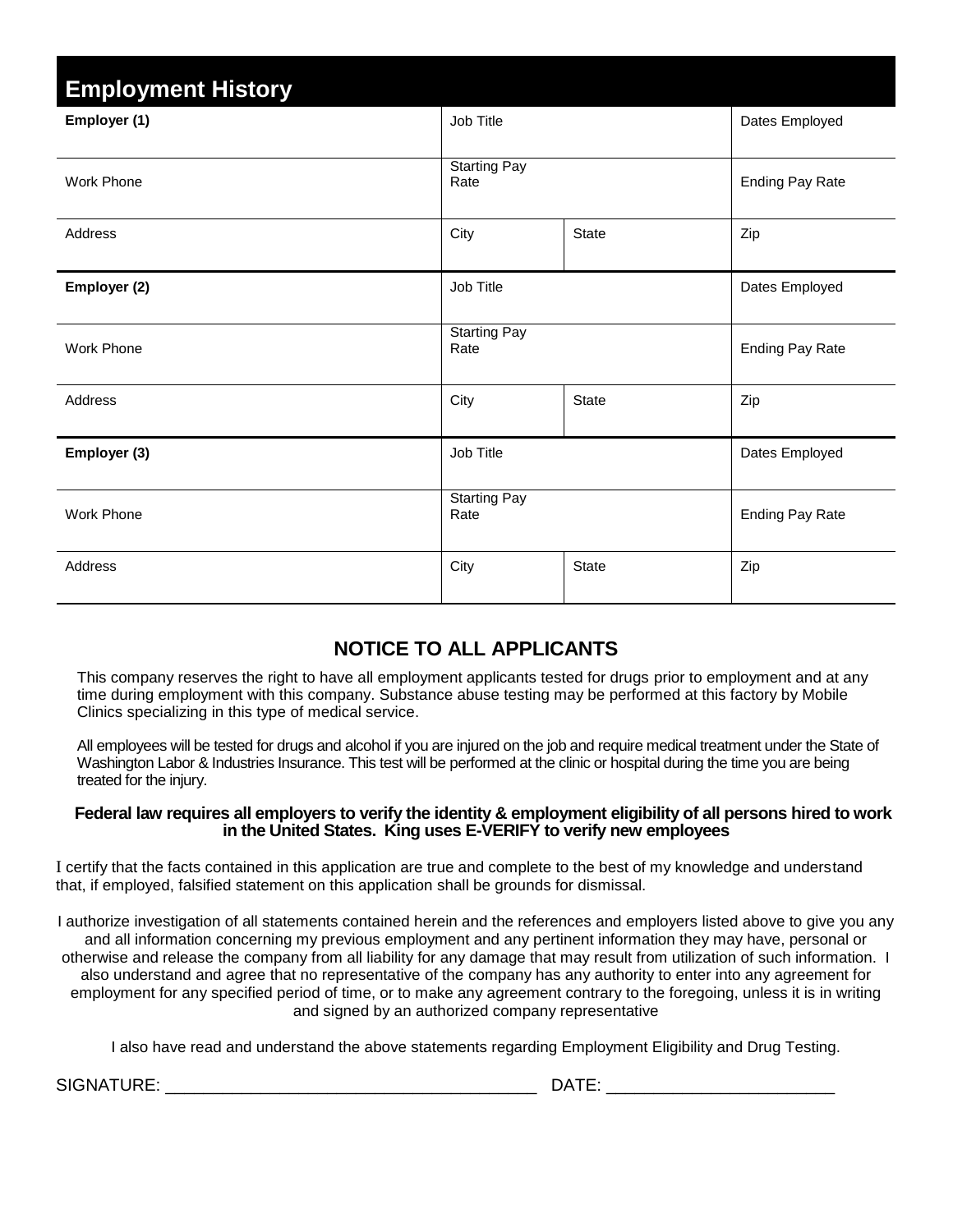## Employment History

| | | | |
|---|---|---|---|
| **Employer (1)** | Job Title | | Dates Employed |
| Work Phone | Starting Pay Rate | | Ending Pay Rate |
| Address | City | State | Zip |
| **Employer (2)** | Job Title | | Dates Employed |
| Work Phone | Starting Pay Rate | | Ending Pay Rate |
| Address | City | State | Zip |
| **Employer (3)** | Job Title | | Dates Employed |
| Work Phone | Starting Pay Rate | | Ending Pay Rate |
| Address | City | State | Zip |

## NOTICE TO ALL APPLICANTS

This company reserves the right to have all employment applicants tested for drugs prior to employment and at any time during employment with this company. Substance abuse testing may be performed at this factory by Mobile Clinics specializing in this type of medical service.

All employees will be tested for drugs and alcohol if you are injured on the job and require medical treatment under the State of Washington Labor & Industries Insurance. This test will be performed at the clinic or hospital during the time you are being treated for the injury.

**Federal law requires all employers to verify the identity & employment eligibility of all persons hired to work in the United States. King uses E-VERIFY to verify new employees**

I certify that the facts contained in this application are true and complete to the best of my knowledge and understand that, if employed, falsified statement on this application shall be grounds for dismissal.

I authorize investigation of all statements contained herein and the references and employers listed above to give you any and all information concerning my previous employment and any pertinent information they may have, personal or otherwise and release the company from all liability for any damage that may result from utilization of such information. I also understand and agree that no representative of the company has any authority to enter into any agreement for employment for any specified period of time, or to make any agreement contrary to the foregoing, unless it is in writing and signed by an authorized company representative

I also have read and understand the above statements regarding Employment Eligibility and Drug Testing.

SIGNATURE: ________________________________________ DATE: ________________________